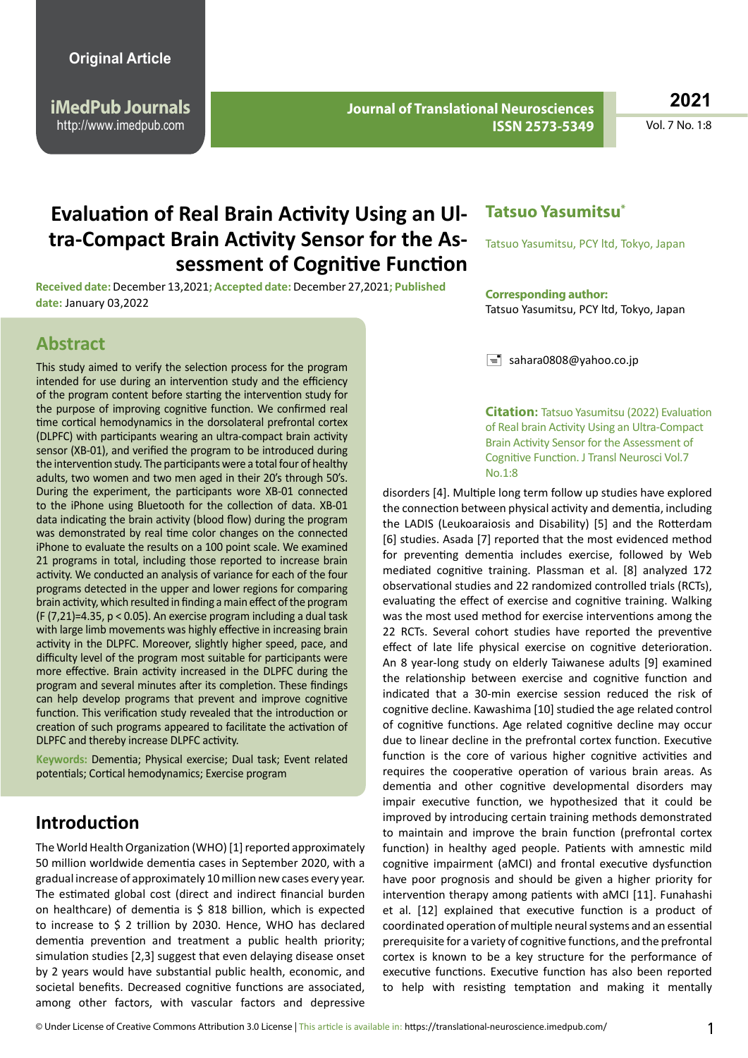Original Article

# Evaluation of Real Brain Activity Using an Ultra-Compact Brain Activity Sensor for the Assessment of Cognitive Function

**Received date:** December 13,2021; **Accepted date:** December 27,2021; **Published date:** January 03,2022

## Tatsuo Yasumitsu*

Tatsuo Yasumitsu, PCY ltd, Tokyo, Japan

**Corresponding author:**
Tatsuo Yasumitsu, PCY ltd, Tokyo, Japan

sahara0808@yahoo.co.jp

**Citation:** Tatsuo Yasumitsu (2022) Evaluation of Real brain Activity Using an Ultra-Compact Brain Activity Sensor for the Assessment of Cognitive Function. J Transl Neurosci Vol.7 No.1:8

## Abstract

This study aimed to verify the selection process for the program intended for use during an intervention study and the efficiency of the program content before starting the intervention study for the purpose of improving cognitive function. We confirmed real time cortical hemodynamics in the dorsolateral prefrontal cortex (DLPFC) with participants wearing an ultra-compact brain activity sensor (XB-01), and verified the program to be introduced during the intervention study. The participants were a total four of healthy adults, two women and two men aged in their 20's through 50's. During the experiment, the participants wore XB-01 connected to the iPhone using Bluetooth for the collection of data. XB-01 data indicating the brain activity (blood flow) during the program was demonstrated by real time color changes on the connected iPhone to evaluate the results on a 100 point scale. We examined 21 programs in total, including those reported to increase brain activity. We conducted an analysis of variance for each of the four programs detected in the upper and lower regions for comparing brain activity, which resulted in finding a main effect of the program ($F$ (7,21)=4.35, $p < 0.05$). An exercise program including a dual task with large limb movements was highly effective in increasing brain activity in the DLPFC. Moreover, slightly higher speed, pace, and difficulty level of the program most suitable for participants were more effective. Brain activity increased in the DLPFC during the program and several minutes after its completion. These findings can help develop programs that prevent and improve cognitive function. This verification study revealed that the introduction or creation of such programs appeared to facilitate the activation of DLPFC and thereby increase DLPFC activity.

**Keywords:** Dementia; Physical exercise; Dual task; Event related potentials; Cortical hemodynamics; Exercise program

## Introduction

The World Health Organization (WHO) [1] reported approximately 50 million worldwide dementia cases in September 2020, with a gradual increase of approximately 10 million new cases every year. The estimated global cost (direct and indirect financial burden on healthcare) of dementia is $ 818 billion, which is expected to increase to $ 2 trillion by 2030. Hence, WHO has declared dementia prevention and treatment a public health priority; simulation studies [2,3] suggest that even delaying disease onset by 2 years would have substantial public health, economic, and societal benefits. Decreased cognitive functions are associated, among other factors, with vascular factors and depressive disorders [4]. Multiple long term follow up studies have explored the connection between physical activity and dementia, including the LADIS (Leukoaraiosis and Disability) [5] and the Rotterdam [6] studies. Asada [7] reported that the most evidenced method for preventing dementia includes exercise, followed by Web mediated cognitive training. Plassman et al. [8] analyzed 172 observational studies and 22 randomized controlled trials (RCTs), evaluating the effect of exercise and cognitive training. Walking was the most used method for exercise interventions among the 22 RCTs. Several cohort studies have reported the preventive effect of late life physical exercise on cognitive deterioration. An 8 year-long study on elderly Taiwanese adults [9] examined the relationship between exercise and cognitive function and indicated that a 30-min exercise session reduced the risk of cognitive decline. Kawashima [10] studied the age related control of cognitive functions. Age related cognitive decline may occur due to linear decline in the prefrontal cortex function. Executive function is the core of various higher cognitive activities and requires the cooperative operation of various brain areas. As dementia and other cognitive developmental disorders may impair executive function, we hypothesized that it could be improved by introducing certain training methods demonstrated to maintain and improve the brain function (prefrontal cortex function) in healthy aged people. Patients with amnestic mild cognitive impairment (aMCI) and frontal executive dysfunction have poor prognosis and should be given a higher priority for intervention therapy among patients with aMCI [11]. Funahashi et al. [12] explained that executive function is a product of coordinated operation of multiple neural systems and an essential prerequisite for a variety of cognitive functions, and the prefrontal cortex is known to be a key structure for the performance of executive functions. Executive function has also been reported to help with resisting temptation and making it mentally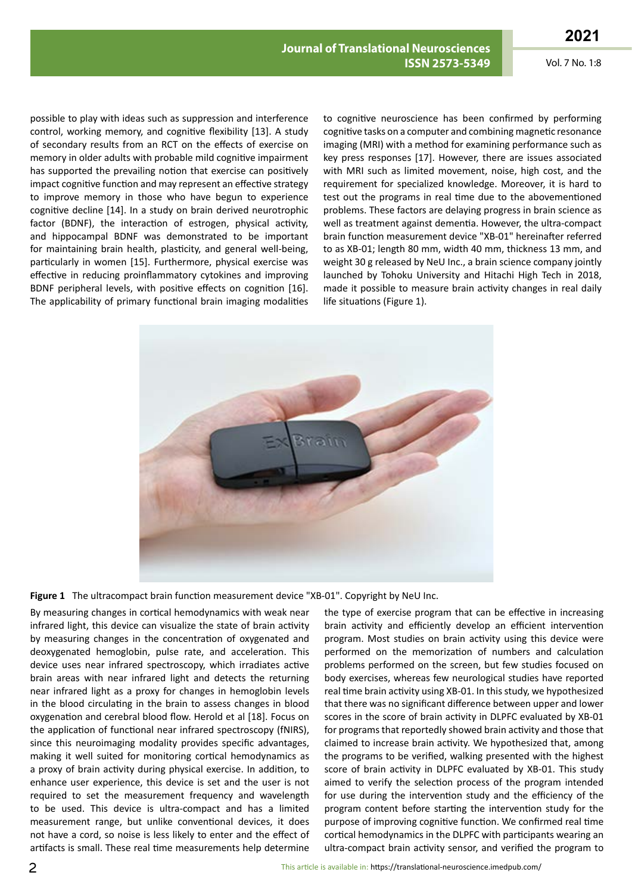possible to play with ideas such as suppression and interference control, working memory, and cognitive flexibility [13]. A study of secondary results from an RCT on the effects of exercise on memory in older adults with probable mild cognitive impairment has supported the prevailing notion that exercise can positively impact cognitive function and may represent an effective strategy to improve memory in those who have begun to experience cognitive decline [14]. In a study on brain derived neurotrophic factor (BDNF), the interaction of estrogen, physical activity, and hippocampal BDNF was demonstrated to be important for maintaining brain health, plasticity, and general well-being, particularly in women [15]. Furthermore, physical exercise was effective in reducing proinflammatory cytokines and improving BDNF peripheral levels, with positive effects on cognition [16]. The applicability of primary functional brain imaging modalities to cognitive neuroscience has been confirmed by performing cognitive tasks on a computer and combining magnetic resonance imaging (MRI) with a method for examining performance such as key press responses [17]. However, there are issues associated with MRI such as limited movement, noise, high cost, and the requirement for specialized knowledge. Moreover, it is hard to test out the programs in real time due to the abovementioned problems. These factors are delaying progress in brain science as well as treatment against dementia. However, the ultra-compact brain function measurement device "XB-01" hereinafter referred to as XB-01; length 80 mm, width 40 mm, thickness 13 mm, and weight 30 g released by NeU Inc., a brain science company jointly launched by Tohoku University and Hitachi High Tech in 2018, made it possible to measure brain activity changes in real daily life situations (Figure 1).

**Figure 1** The ultracompact brain function measurement device "XB-01". Copyright by NeU Inc.

By measuring changes in cortical hemodynamics with weak near infrared light, this device can visualize the state of brain activity by measuring changes in the concentration of oxygenated and deoxygenated hemoglobin, pulse rate, and acceleration. This device uses near infrared spectroscopy, which irradiates active brain areas with near infrared light and detects the returning near infrared light as a proxy for changes in hemoglobin levels in the blood circulating in the brain to assess changes in blood oxygenation and cerebral blood flow. Herold et al [18]. Focus on the application of functional near infrared spectroscopy (fNIRS), since this neuroimaging modality provides specific advantages, making it well suited for monitoring cortical hemodynamics as a proxy of brain activity during physical exercise. In addition, to enhance user experience, this device is set and the user is not required to set the measurement frequency and wavelength to be used. This device is ultra-compact and has a limited measurement range, but unlike conventional devices, it does not have a cord, so noise is less likely to enter and the effect of artifacts is small. These real time measurements help determine the type of exercise program that can be effective in increasing brain activity and efficiently develop an efficient intervention program. Most studies on brain activity using this device were performed on the memorization of numbers and calculation problems performed on the screen, but few studies focused on body exercises, whereas few neurological studies have reported real time brain activity using XB-01. In this study, we hypothesized that there was no significant difference between upper and lower scores in the score of brain activity in DLPFC evaluated by XB-01 for programs that reportedly showed brain activity and those that claimed to increase brain activity. We hypothesized that, among the programs to be verified, walking presented with the highest score of brain activity in DLPFC evaluated by XB-01. This study aimed to verify the selection process of the program intended for use during the intervention study and the efficiency of the program content before starting the intervention study for the purpose of improving cognitive function. We confirmed real time cortical hemodynamics in the DLPFC with participants wearing an ultra-compact brain activity sensor, and verified the program to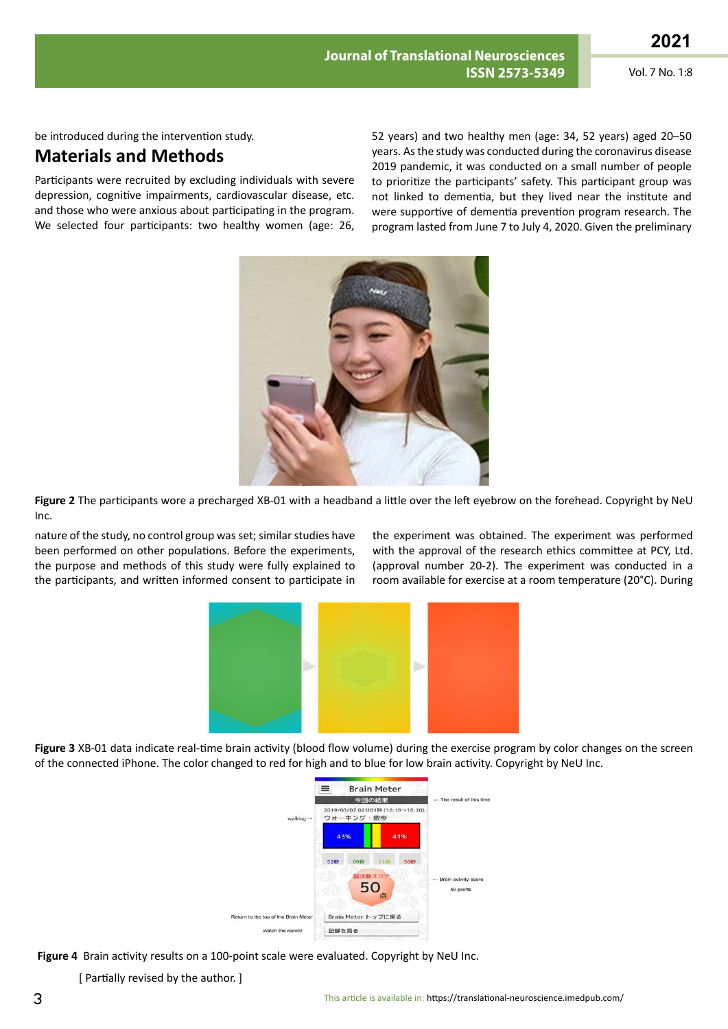be introduced during the intervention study.

## Materials and Methods

Participants were recruited by excluding individuals with severe depression, cognitive impairments, cardiovascular disease, etc. and those who were anxious about participating in the program. We selected four participants: two healthy women (age: 26, 52 years) and two healthy men (age: 34, 52 years) aged 20–50 years. As the study was conducted during the coronavirus disease 2019 pandemic, it was conducted on a small number of people to prioritize the participants' safety. This participant group was not linked to dementia, but they lived near the institute and were supportive of dementia prevention program research. The program lasted from June 7 to July 4, 2020. Given the preliminary nature of the study, no control group was set; similar studies have been performed on other populations. Before the experiments, the purpose and methods of this study were fully explained to the participants, and written informed consent to participate in the experiment was obtained. The experiment was performed with the approval of the research ethics committee at PCY, Ltd. (approval number 20-2). The experiment was conducted in a room available for exercise at a room temperature (20°C). During

**Figure 2** The participants wore a precharged XB-01 with a headband a little over the left eyebrow on the forehead. Copyright by NeU Inc.

**Figure 3** XB-01 data indicate real-time brain activity (blood flow volume) during the exercise program by color changes on the screen of the connected iPhone. The color changed to red for high and to blue for low brain activity. Copyright by NeU Inc.

**Figure 4** Brain activity results on a 100-point scale were evaluated. Copyright by NeU Inc.

[ Partially revised by the author. ]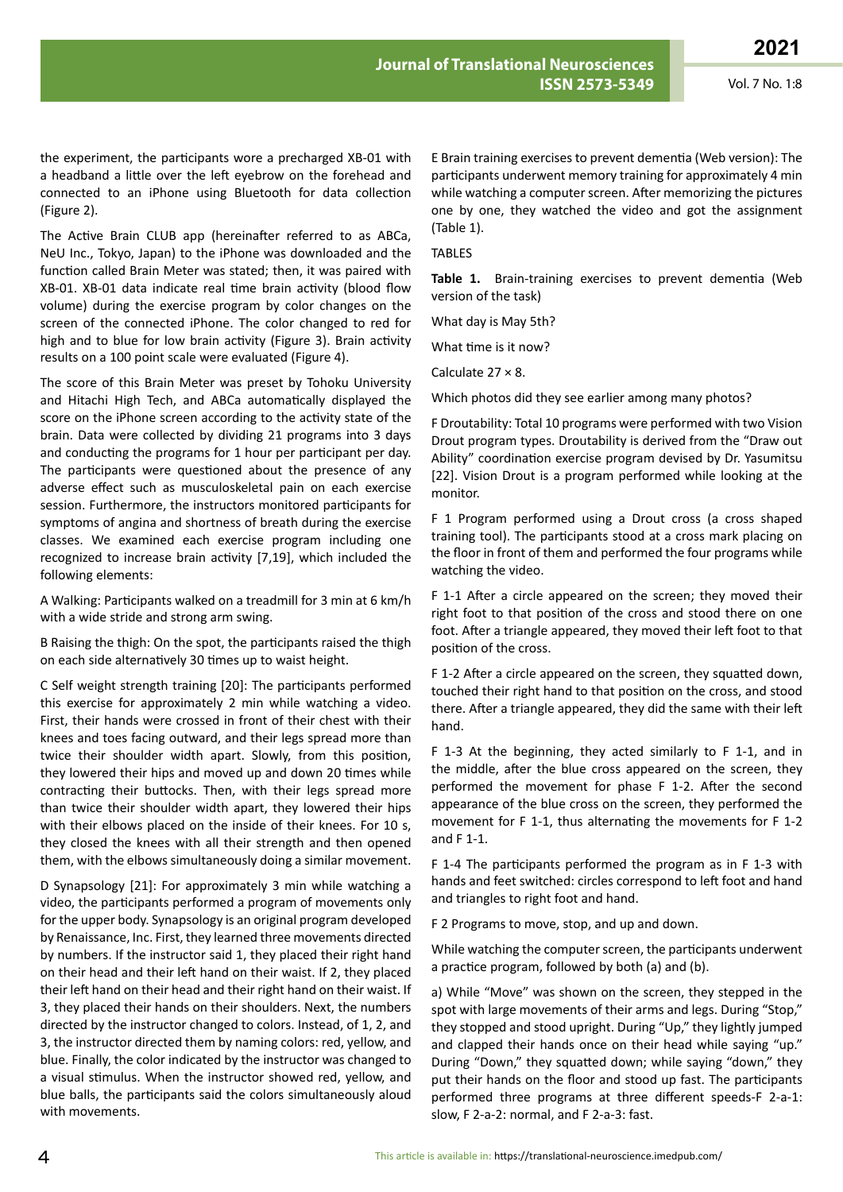the experiment, the participants wore a precharged XB-01 with a headband a little over the left eyebrow on the forehead and connected to an iPhone using Bluetooth for data collection (Figure 2).

The Active Brain CLUB app (hereinafter referred to as ABCa, NeU Inc., Tokyo, Japan) to the iPhone was downloaded and the function called Brain Meter was stated; then, it was paired with XB-01. XB-01 data indicate real time brain activity (blood flow volume) during the exercise program by color changes on the screen of the connected iPhone. The color changed to red for high and to blue for low brain activity (Figure 3). Brain activity results on a 100 point scale were evaluated (Figure 4).

The score of this Brain Meter was preset by Tohoku University and Hitachi High Tech, and ABCa automatically displayed the score on the iPhone screen according to the activity state of the brain. Data were collected by dividing 21 programs into 3 days and conducting the programs for 1 hour per participant per day. The participants were questioned about the presence of any adverse effect such as musculoskeletal pain on each exercise session. Furthermore, the instructors monitored participants for symptoms of angina and shortness of breath during the exercise classes. We examined each exercise program including one recognized to increase brain activity [7,19], which included the following elements:

A Walking: Participants walked on a treadmill for 3 min at 6 km/h with a wide stride and strong arm swing.

B Raising the thigh: On the spot, the participants raised the thigh on each side alternatively 30 times up to waist height.

C Self weight strength training [20]: The participants performed this exercise for approximately 2 min while watching a video. First, their hands were crossed in front of their chest with their knees and toes facing outward, and their legs spread more than twice their shoulder width apart. Slowly, from this position, they lowered their hips and moved up and down 20 times while contracting their buttocks. Then, with their legs spread more than twice their shoulder width apart, they lowered their hips with their elbows placed on the inside of their knees. For 10 s, they closed the knees with all their strength and then opened them, with the elbows simultaneously doing a similar movement.

D Synapsology [21]: For approximately 3 min while watching a video, the participants performed a program of movements only for the upper body. Synapsology is an original program developed by Renaissance, Inc. First, they learned three movements directed by numbers. If the instructor said 1, they placed their right hand on their head and their left hand on their waist. If 2, they placed their left hand on their head and their right hand on their waist. If 3, they placed their hands on their shoulders. Next, the numbers directed by the instructor changed to colors. Instead, of 1, 2, and 3, the instructor directed them by naming colors: red, yellow, and blue. Finally, the color indicated by the instructor was changed to a visual stimulus. When the instructor showed red, yellow, and blue balls, the participants said the colors simultaneously aloud with movements.

E Brain training exercises to prevent dementia (Web version): The participants underwent memory training for approximately 4 min while watching a computer screen. After memorizing the pictures one by one, they watched the video and got the assignment (Table 1).

TABLES

**Table 1.** Brain-training exercises to prevent dementia (Web version of the task)

What day is May 5th?

What time is it now?

Calculate 27 × 8.

Which photos did they see earlier among many photos?

F Droutability: Total 10 programs were performed with two Vision Drout program types. Droutability is derived from the "Draw out Ability" coordination exercise program devised by Dr. Yasumitsu [22]. Vision Drout is a program performed while looking at the monitor.

F 1 Program performed using a Drout cross (a cross shaped training tool). The participants stood at a cross mark placing on the floor in front of them and performed the four programs while watching the video.

F 1-1 After a circle appeared on the screen; they moved their right foot to that position of the cross and stood there on one foot. After a triangle appeared, they moved their left foot to that position of the cross.

F 1-2 After a circle appeared on the screen, they squatted down, touched their right hand to that position on the cross, and stood there. After a triangle appeared, they did the same with their left hand.

F 1-3 At the beginning, they acted similarly to F 1-1, and in the middle, after the blue cross appeared on the screen, they performed the movement for phase F 1-2. After the second appearance of the blue cross on the screen, they performed the movement for F 1-1, thus alternating the movements for F 1-2 and F 1-1.

F 1-4 The participants performed the program as in F 1-3 with hands and feet switched: circles correspond to left foot and hand and triangles to right foot and hand.

F 2 Programs to move, stop, and up and down.

While watching the computer screen, the participants underwent a practice program, followed by both (a) and (b).

a) While "Move" was shown on the screen, they stepped in the spot with large movements of their arms and legs. During "Stop," they stopped and stood upright. During "Up," they lightly jumped and clapped their hands once on their head while saying "up." During "Down," they squatted down; while saying "down," they put their hands on the floor and stood up fast. The participants performed three programs at three different speeds-F 2-a-1: slow, F 2-a-2: normal, and F 2-a-3: fast.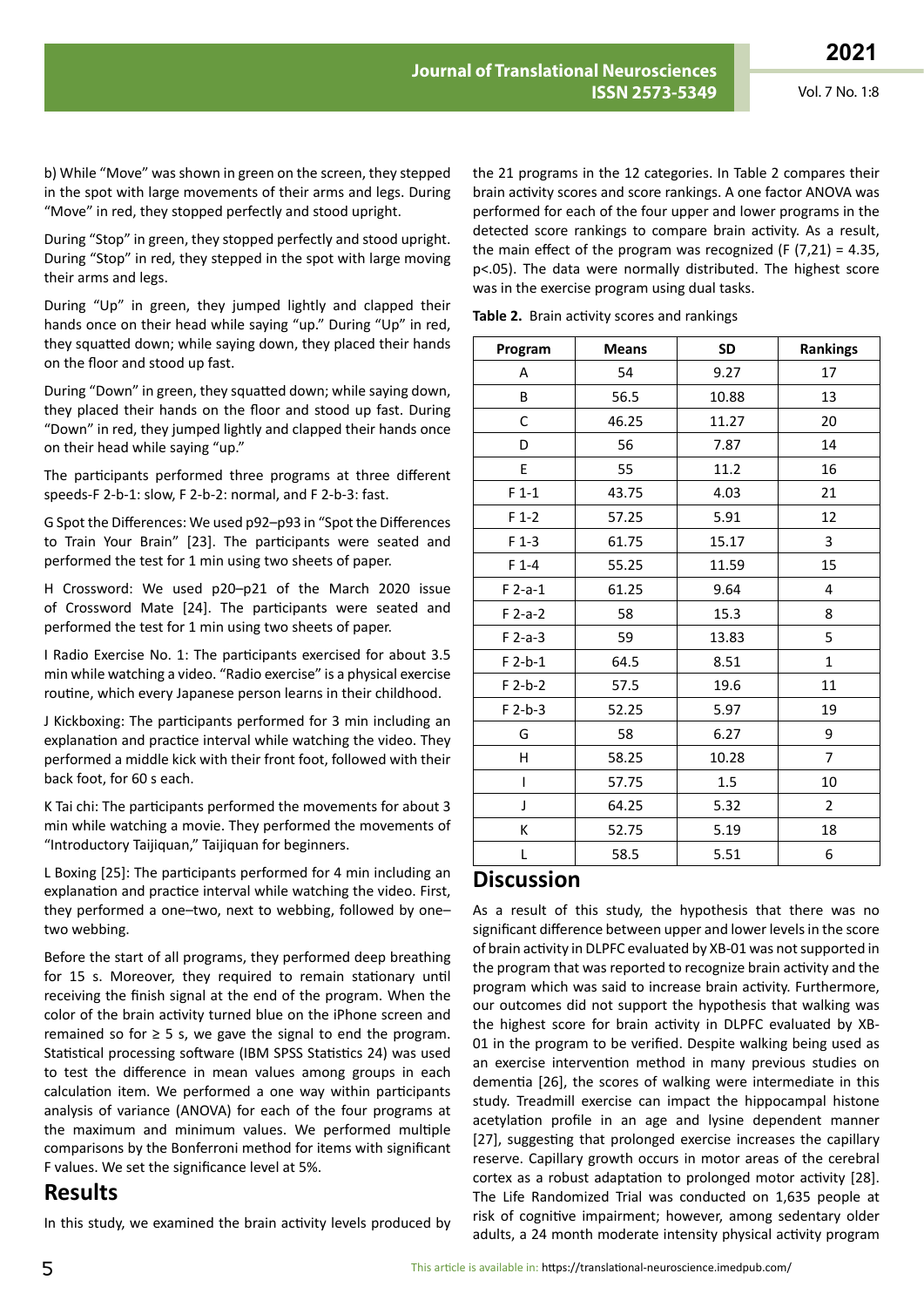b) While “Move” was shown in green on the screen, they stepped in the spot with large movements of their arms and legs. During “Move” in red, they stopped perfectly and stood upright.

During “Stop” in green, they stopped perfectly and stood upright. During “Stop” in red, they stepped in the spot with large moving their arms and legs.

During “Up” in green, they jumped lightly and clapped their hands once on their head while saying “up.” During “Up” in red, they squatted down; while saying down, they placed their hands on the floor and stood up fast.

During “Down” in green, they squatted down; while saying down, they placed their hands on the floor and stood up fast. During “Down” in red, they jumped lightly and clapped their hands once on their head while saying “up.”

The participants performed three programs at three different speeds-F 2-b-1: slow, F 2-b-2: normal, and F 2-b-3: fast.

G Spot the Differences: We used p92–p93 in “Spot the Differences to Train Your Brain” [23]. The participants were seated and performed the test for 1 min using two sheets of paper.

H Crossword: We used p20–p21 of the March 2020 issue of Crossword Mate [24]. The participants were seated and performed the test for 1 min using two sheets of paper.

I Radio Exercise No. 1: The participants exercised for about 3.5 min while watching a video. “Radio exercise” is a physical exercise routine, which every Japanese person learns in their childhood.

J Kickboxing: The participants performed for 3 min including an explanation and practice interval while watching the video. They performed a middle kick with their front foot, followed with their back foot, for 60 s each.

K Tai chi: The participants performed the movements for about 3 min while watching a movie. They performed the movements of “Introductory Taijiquan,” Taijiquan for beginners.

L Boxing [25]: The participants performed for 4 min including an explanation and practice interval while watching the video. First, they performed a one–two, next to webbing, followed by one–two webbing.

Before the start of all programs, they performed deep breathing for 15 s. Moreover, they required to remain stationary until receiving the finish signal at the end of the program. When the color of the brain activity turned blue on the iPhone screen and remained so for ≥ 5 s, we gave the signal to end the program. Statistical processing software (IBM SPSS Statistics 24) was used to test the difference in mean values among groups in each calculation item. We performed a one way within participants analysis of variance (ANOVA) for each of the four programs at the maximum and minimum values. We performed multiple comparisons by the Bonferroni method for items with significant F values. We set the significance level at 5%.

## Results

In this study, we examined the brain activity levels produced by the 21 programs in the 12 categories. In Table 2 compares their brain activity scores and score rankings. A one factor ANOVA was performed for each of the four upper and lower programs in the detected score rankings to compare brain activity. As a result, the main effect of the program was recognized ($F(7,21) = 4.35$, $p<.05$). The data were normally distributed. The highest score was in the exercise program using dual tasks.

**Table 2.** Brain activity scores and rankings

| Program | Means | SD | Rankings |
|---|---|---|---|
| A | 54 | 9.27 | 17 |
| B | 56.5 | 10.88 | 13 |
| C | 46.25 | 11.27 | 20 |
| D | 56 | 7.87 | 14 |
| E | 55 | 11.2 | 16 |
| F 1-1 | 43.75 | 4.03 | 21 |
| F 1-2 | 57.25 | 5.91 | 12 |
| F 1-3 | 61.75 | 15.17 | 3 |
| F 1-4 | 55.25 | 11.59 | 15 |
| F 2-a-1 | 61.25 | 9.64 | 4 |
| F 2-a-2 | 58 | 15.3 | 8 |
| F 2-a-3 | 59 | 13.83 | 5 |
| F 2-b-1 | 64.5 | 8.51 | 1 |
| F 2-b-2 | 57.5 | 19.6 | 11 |
| F 2-b-3 | 52.25 | 5.97 | 19 |
| G | 58 | 6.27 | 9 |
| H | 58.25 | 10.28 | 7 |
| I | 57.75 | 1.5 | 10 |
| J | 64.25 | 5.32 | 2 |
| K | 52.75 | 5.19 | 18 |
| L | 58.5 | 5.51 | 6 |

## Discussion

As a result of this study, the hypothesis that there was no significant difference between upper and lower levels in the score of brain activity in DLPFC evaluated by XB-01 was not supported in the program that was reported to recognize brain activity and the program which was said to increase brain activity. Furthermore, our outcomes did not support the hypothesis that walking was the highest score for brain activity in DLPFC evaluated by XB-01 in the program to be verified. Despite walking being used as an exercise intervention method in many previous studies on dementia [26], the scores of walking were intermediate in this study. Treadmill exercise can impact the hippocampal histone acetylation profile in an age and lysine dependent manner [27], suggesting that prolonged exercise increases the capillary reserve. Capillary growth occurs in motor areas of the cerebral cortex as a robust adaptation to prolonged motor activity [28]. The Life Randomized Trial was conducted on 1,635 people at risk of cognitive impairment; however, among sedentary older adults, a 24 month moderate intensity physical activity program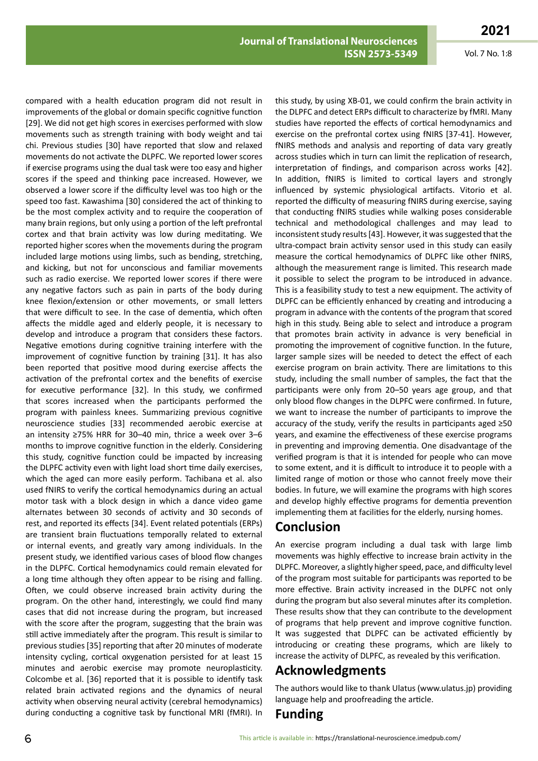compared with a health education program did not result in improvements of the global or domain specific cognitive function [29]. We did not get high scores in exercises performed with slow movements such as strength training with body weight and tai chi. Previous studies [30] have reported that slow and relaxed movements do not activate the DLPFC. We reported lower scores if exercise programs using the dual task were too easy and higher scores if the speed and thinking pace increased. However, we observed a lower score if the difficulty level was too high or the speed too fast. Kawashima [30] considered the act of thinking to be the most complex activity and to require the cooperation of many brain regions, but only using a portion of the left prefrontal cortex and that brain activity was low during meditating. We reported higher scores when the movements during the program included large motions using limbs, such as bending, stretching, and kicking, but not for unconscious and familiar movements such as radio exercise. We reported lower scores if there were any negative factors such as pain in parts of the body during knee flexion/extension or other movements, or small letters that were difficult to see. In the case of dementia, which often affects the middle aged and elderly people, it is necessary to develop and introduce a program that considers these factors. Negative emotions during cognitive training interfere with the improvement of cognitive function by training [31]. It has also been reported that positive mood during exercise affects the activation of the prefrontal cortex and the benefits of exercise for executive performance [32]. In this study, we confirmed that scores increased when the participants performed the program with painless knees. Summarizing previous cognitive neuroscience studies [33] recommended aerobic exercise at an intensity ≥75% HRR for 30–40 min, thrice a week over 3–6 months to improve cognitive function in the elderly. Considering this study, cognitive function could be impacted by increasing the DLPFC activity even with light load short time daily exercises, which the aged can more easily perform. Tachibana et al. also used fNIRS to verify the cortical hemodynamics during an actual motor task with a block design in which a dance video game alternates between 30 seconds of activity and 30 seconds of rest, and reported its effects [34]. Event related potentials (ERPs) are transient brain fluctuations temporally related to external or internal events, and greatly vary among individuals. In the present study, we identified various cases of blood flow changes in the DLPFC. Cortical hemodynamics could remain elevated for a long time although they often appear to be rising and falling. Often, we could observe increased brain activity during the program. On the other hand, interestingly, we could find many cases that did not increase during the program, but increased with the score after the program, suggesting that the brain was still active immediately after the program. This result is similar to previous studies [35] reporting that after 20 minutes of moderate intensity cycling, cortical oxygenation persisted for at least 15 minutes and aerobic exercise may promote neuroplasticity. Colcombe et al. [36] reported that it is possible to identify task related brain activated regions and the dynamics of neural activity when observing neural activity (cerebral hemodynamics) during conducting a cognitive task by functional MRI (fMRI). In this study, by using XB-01, we could confirm the brain activity in the DLPFC and detect ERPs difficult to characterize by fMRI. Many studies have reported the effects of cortical hemodynamics and exercise on the prefrontal cortex using fNIRS [37-41]. However, fNIRS methods and analysis and reporting of data vary greatly across studies which in turn can limit the replication of research, interpretation of findings, and comparison across works [42]. In addition, fNIRS is limited to cortical layers and strongly influenced by systemic physiological artifacts. Vitorio et al. reported the difficulty of measuring fNIRS during exercise, saying that conducting fNIRS studies while walking poses considerable technical and methodological challenges and may lead to inconsistent study results [43]. However, it was suggested that the ultra-compact brain activity sensor used in this study can easily measure the cortical hemodynamics of DLPFC like other fNIRS, although the measurement range is limited. This research made it possible to select the program to be introduced in advance. This is a feasibility study to test a new equipment. The activity of DLPFC can be efficiently enhanced by creating and introducing a program in advance with the contents of the program that scored high in this study. Being able to select and introduce a program that promotes brain activity in advance is very beneficial in promoting the improvement of cognitive function. In the future, larger sample sizes will be needed to detect the effect of each exercise program on brain activity. There are limitations to this study, including the small number of samples, the fact that the participants were only from 20–50 years age group, and that only blood flow changes in the DLPFC were confirmed. In future, we want to increase the number of participants to improve the accuracy of the study, verify the results in participants aged ≥50 years, and examine the effectiveness of these exercise programs in preventing and improving dementia. One disadvantage of the verified program is that it is intended for people who can move to some extent, and it is difficult to introduce it to people with a limited range of motion or those who cannot freely move their bodies. In future, we will examine the programs with high scores and develop highly effective programs for dementia prevention implementing them at facilities for the elderly, nursing homes.

## Conclusion

An exercise program including a dual task with large limb movements was highly effective to increase brain activity in the DLPFC. Moreover, a slightly higher speed, pace, and difficulty level of the program most suitable for participants was reported to be more effective. Brain activity increased in the DLPFC not only during the program but also several minutes after its completion. These results show that they can contribute to the development of programs that help prevent and improve cognitive function. It was suggested that DLPFC can be activated efficiently by introducing or creating these programs, which are likely to increase the activity of DLPFC, as revealed by this verification.

## Acknowledgments

The authors would like to thank Ulatus (www.ulatus.jp) providing language help and proofreading the article.

## Funding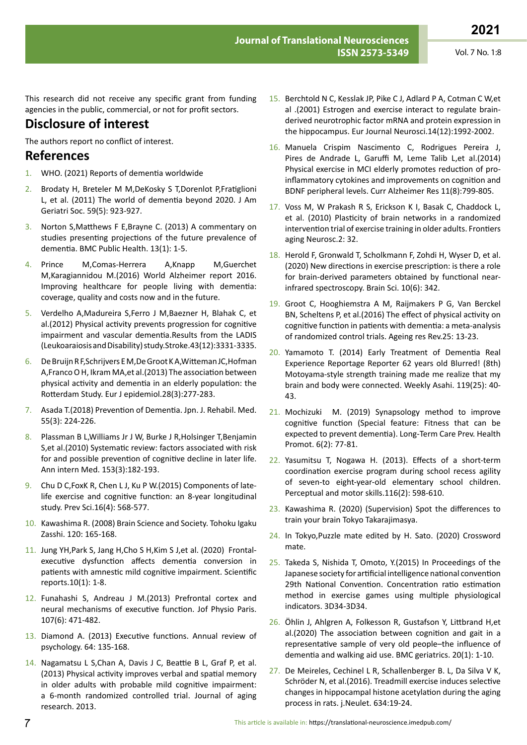This research did not receive any specific grant from funding agencies in the public, commercial, or not for profit sectors.

## Disclosure of interest

The authors report no conflict of interest.

## References

1. WHO. (2021) Reports of dementia worldwide
2. Brodaty H, Breteler M M,DeKosky S T,Dorenlot P,Fratiglioni L, et al. (2011) The world of dementia beyond 2020. J Am Geriatri Soc. 59(5): 923-927.
3. Norton S,Matthews F E,Brayne C. (2013) A commentary on studies presenting projections of the future prevalence of dementia. BMC Public Health. 13(1): 1-5.
4. Prince M,Comas-Herrera A,Knapp M,Guerchet M,Karagiannidou M.(2016) World Alzheimer report 2016. Improving healthcare for people living with dementia: coverage, quality and costs now and in the future.
5. Verdelho A,Madureira S,Ferro J M,Baezner H, Blahak C, et al.(2012) Physical activity prevents progression for cognitive impairment and vascular dementia.Results from the LADIS (Leukoaraiosis and Disability) study.Stroke.43(12):3331-3335.
6. De Bruijn R F,Schrijvers E M,De Groot K A,Witteman JC,Hofman A,Franco O H, Ikram MA,et al.(2013) The association between physical activity and dementia in an elderly population: the Rotterdam Study. Eur J epidemiol.28(3):277-283.
7. Asada T.(2018) Prevention of Dementia. Jpn. J. Rehabil. Med. 55(3): 224-226.
8. Plassman B L,Williams Jr J W, Burke J R,Holsinger T,Benjamin S,et al.(2010) Systematic review: factors associated with risk for and possible prevention of cognitive decline in later life. Ann intern Med. 153(3):182-193.
9. Chu D C,FoxK R, Chen L J, Ku P W.(2015) Components of late-life exercise and cognitive function: an 8-year longitudinal study. Prev Sci.16(4): 568-577.
10. Kawashima R. (2008) Brain Science and Society. Tohoku Igaku Zasshi. 120: 165-168.
11. Jung YH,Park S, Jang H,Cho S H,Kim S J,et al. (2020) Frontal-executive dysfunction affects dementia conversion in patients with amnestic mild cognitive impairment. Scientific reports.10(1): 1-8.
12. Funahashi S, Andreau J M.(2013) Prefrontal cortex and neural mechanisms of executive function. Jof Physio Paris. 107(6): 471-482.
13. Diamond A. (2013) Executive functions. Annual review of psychology. 64: 135-168.
14. Nagamatsu L S,Chan A, Davis J C, Beattie B L, Graf P, et al. (2013) Physical activity improves verbal and spatial memory in older adults with probable mild cognitive impairment: a 6-month randomized controlled trial. Journal of aging research. 2013.
15. Berchtold N C, Kesslak JP, Pike C J, Adlard P A, Cotman C W,et al .(2001) Estrogen and exercise interact to regulate brain-derived neurotrophic factor mRNA and protein expression in the hippocampus. Eur Journal Neurosci.14(12):1992-2002.
16. Manuela Crispim Nascimento C, Rodrigues Pereira J, Pires de Andrade L, Garuffi M, Leme Talib L,et al.(2014) Physical exercise in MCI elderly promotes reduction of pro-inflammatory cytokines and improvements on cognition and BDNF peripheral levels. Curr Alzheimer Res 11(8):799-805.
17. Voss M, W Prakash R S, Erickson K I, Basak C, Chaddock L, et al. (2010) Plasticity of brain networks in a randomized intervention trial of exercise training in older adults. Frontiers aging Neurosc.2: 32.
18. Herold F, Gronwald T, Scholkmann F, Zohdi H, Wyser D, et al. (2020) New directions in exercise prescription: is there a role for brain-derived parameters obtained by functional near-infrared spectroscopy. Brain Sci. 10(6): 342.
19. Groot C, Hooghiemstra A M, Raijmakers P G, Van Berckel BN, Scheltens P, et al.(2016) The effect of physical activity on cognitive function in patients with dementia: a meta-analysis of randomized controlled trials. Ageing res Rev.25: 13-23.
20. Yamamoto T. (2014) Early Treatment of Dementia Real Experience Reportage Reporter 62 years old Blurred! (8th) Motoyama-style strength training made me realize that my brain and body were connected. Weekly Asahi. 119(25): 40-43.
21. Mochizuki M. (2019) Synapsology method to improve cognitive function (Special feature: Fitness that can be expected to prevent dementia). Long-Term Care Prev. Health Promot. 6(2): 77-81.
22. Yasumitsu T, Nogawa H. (2013). Effects of a short-term coordination exercise program during school recess agility of seven-to eight-year-old elementary school children. Perceptual and motor skills.116(2): 598-610.
23. Kawashima R. (2020) (Supervision) Spot the differences to train your brain Tokyo Takarajimasya.
24. In Tokyo,Puzzle mate edited by H. Sato. (2020) Crossword mate.
25. Takeda S, Nishida T, Omoto, Y.(2015) In Proceedings of the Japanese society for artificial intelligence national convention 29th National Convention. Concentration ratio estimation method in exercise games using multiple physiological indicators. 3D34-3D34.
26. Öhlin J, Ahlgren A, Folkesson R, Gustafson Y, Littbrand H,et al.(2020) The association between cognition and gait in a representative sample of very old people–the influence of dementia and walking aid use. BMC geriatrics. 20(1): 1-10.
27. De Meireles, Cechinel L R, Schallenberger B. L, Da Silva V K, Schröder N, et al.(2016). Treadmill exercise induces selective changes in hippocampal histone acetylation during the aging process in rats. j.Neulet. 634:19-24.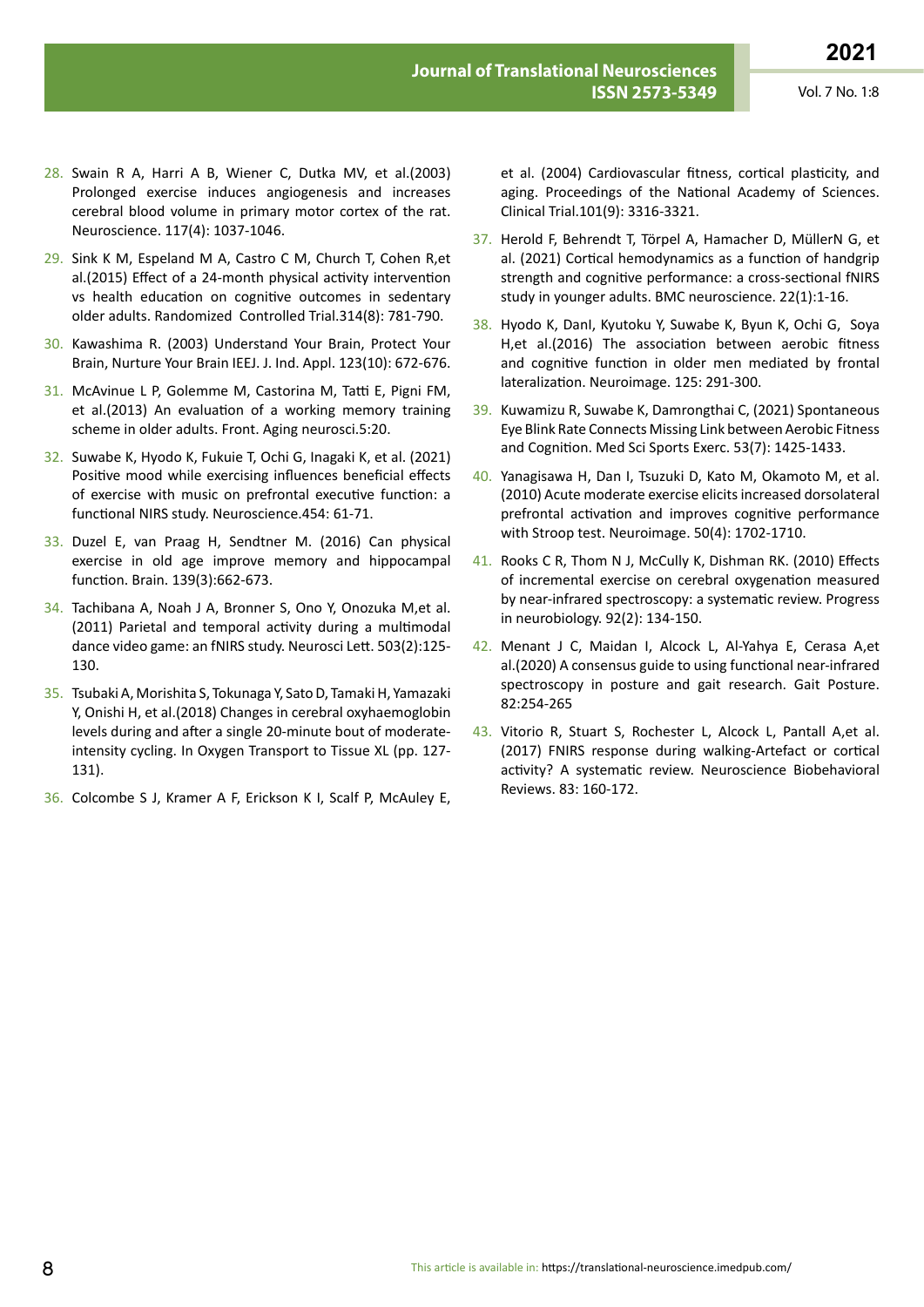28. Swain R A, Harri A B, Wiener C, Dutka MV, et al.(2003) Prolonged exercise induces angiogenesis and increases cerebral blood volume in primary motor cortex of the rat. Neuroscience. 117(4): 1037-1046.

29. Sink K M, Espeland M A, Castro C M, Church T, Cohen R,et al.(2015) Effect of a 24-month physical activity intervention vs health education on cognitive outcomes in sedentary older adults. Randomized Controlled Trial.314(8): 781-790.

30. Kawashima R. (2003) Understand Your Brain, Protect Your Brain, Nurture Your Brain IEEJ. J. Ind. Appl. 123(10): 672-676.

31. McAvinue L P, Golemme M, Castorina M, Tatti E, Pigni FM, et al.(2013) An evaluation of a working memory training scheme in older adults. Front. Aging neurosci.5:20.

32. Suwabe K, Hyodo K, Fukuie T, Ochi G, Inagaki K, et al. (2021) Positive mood while exercising influences beneficial effects of exercise with music on prefrontal executive function: a functional NIRS study. Neuroscience.454: 61-71.

33. Duzel E, van Praag H, Sendtner M. (2016) Can physical exercise in old age improve memory and hippocampal function. Brain. 139(3):662-673.

34. Tachibana A, Noah J A, Bronner S, Ono Y, Onozuka M,et al. (2011) Parietal and temporal activity during a multimodal dance video game: an fNIRS study. Neurosci Lett. 503(2):125-130.

35. Tsubaki A, Morishita S, Tokunaga Y, Sato D, Tamaki H, Yamazaki Y, Onishi H, et al.(2018) Changes in cerebral oxyhaemoglobin levels during and after a single 20-minute bout of moderate-intensity cycling. In Oxygen Transport to Tissue XL (pp. 127-131).

36. Colcombe S J, Kramer A F, Erickson K I, Scalf P, McAuley E, et al. (2004) Cardiovascular fitness, cortical plasticity, and aging. Proceedings of the National Academy of Sciences. Clinical Trial.101(9): 3316-3321.

37. Herold F, Behrendt T, Törpel A, Hamacher D, MüllerN G, et al. (2021) Cortical hemodynamics as a function of handgrip strength and cognitive performance: a cross-sectional fNIRS study in younger adults. BMC neuroscience. 22(1):1-16.

38. Hyodo K, DanI, Kyutoku Y, Suwabe K, Byun K, Ochi G, Soya H,et al.(2016) The association between aerobic fitness and cognitive function in older men mediated by frontal lateralization. Neuroimage. 125: 291-300.

39. Kuwamizu R, Suwabe K, Damrongthai C, (2021) Spontaneous Eye Blink Rate Connects Missing Link between Aerobic Fitness and Cognition. Med Sci Sports Exerc. 53(7): 1425-1433.

40. Yanagisawa H, Dan I, Tsuzuki D, Kato M, Okamoto M, et al. (2010) Acute moderate exercise elicits increased dorsolateral prefrontal activation and improves cognitive performance with Stroop test. Neuroimage. 50(4): 1702-1710.

41. Rooks C R, Thom N J, McCully K, Dishman RK. (2010) Effects of incremental exercise on cerebral oxygenation measured by near-infrared spectroscopy: a systematic review. Progress in neurobiology. 92(2): 134-150.

42. Menant J C, Maidan I, Alcock L, Al-Yahya E, Cerasa A,et al.(2020) A consensus guide to using functional near-infrared spectroscopy in posture and gait research. Gait Posture. 82:254-265

43. Vitorio R, Stuart S, Rochester L, Alcock L, Pantall A,et al. (2017) FNIRS response during walking-Artefact or cortical activity? A systematic review. Neuroscience Biobehavioral Reviews. 83: 160-172.